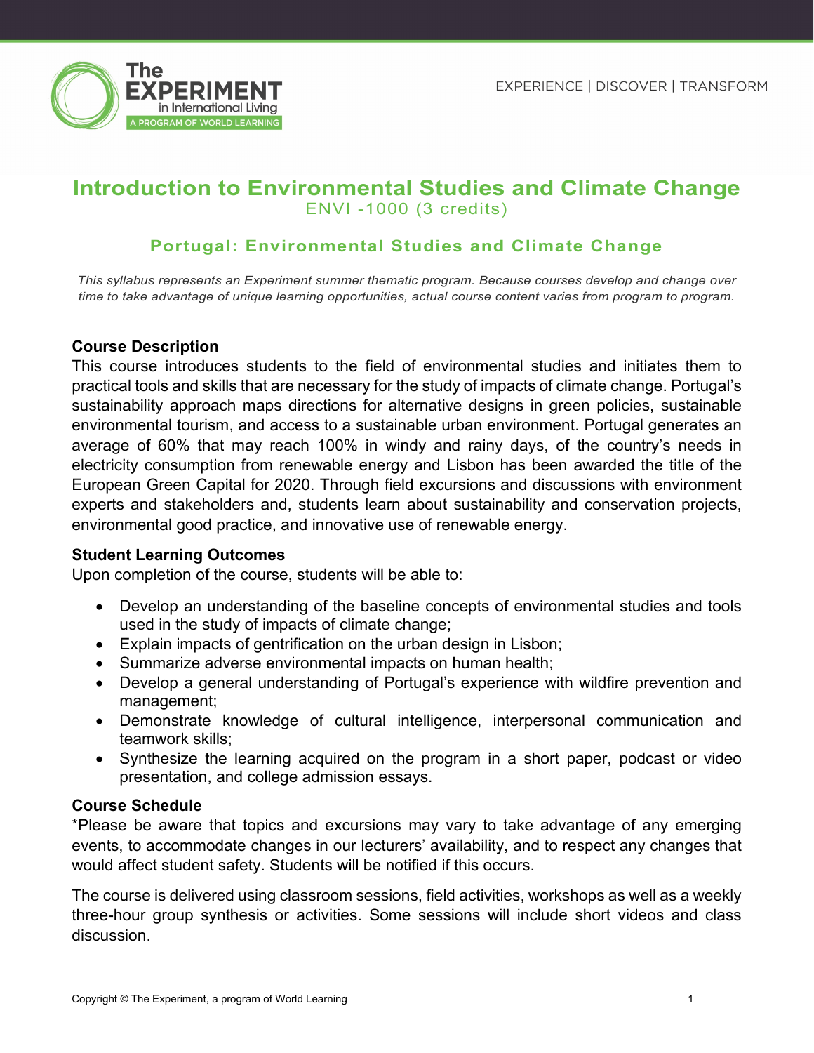# Introduction to Environmental Studies and Climate Change

ENVI -1000 (3 credits)

## Portugal: Environmental Studies and Climate Change

*This syllabus represents an Experiment summer thematic program. Because courses develop and change over time to take advantage of unique learning opportunities, actual course content varies from program to program.*

**Course Description**

This course introduces students to the field of environmental studies and initiates them to practical tools and skills that are necessary for the study of impacts of climate change. Portugal's sustainability approach maps directions for alternative designs in green policies, sustainable environmental tourism, and access to a sustainable urban environment. Portugal generates an average of 60% that may reach 100% in windy and rainy days, of the country's needs in electricity consumption from renewable energy and Lisbon has been awarded the title of the European Green Capital for 2020. Through field excursions and discussions with environment experts and stakeholders and, students learn about sustainability and conservation projects, environmental good practice, and innovative use of renewable energy.

**Student Learning Outcomes**

Upon completion of the course, students will be able to:

- Develop an understanding of the baseline concepts of environmental studies and tools used in the study of impacts of climate change;
- Explain impacts of gentrification on the urban design in Lisbon;
- Summarize adverse environmental impacts on human health;
- Develop a general understanding of Portugal's experience with wildfire prevention and management;
- Demonstrate knowledge of cultural intelligence, interpersonal communication and teamwork skills;
- Synthesize the learning acquired on the program in a short paper, podcast or video presentation, and college admission essays.

**Course Schedule**

*Please be aware that topics and excursions may vary to take advantage of any emerging events, to accommodate changes in our lecturers' availability, and to respect any changes that would affect student safety. Students will be notified if this occurs.

The course is delivered using classroom sessions, field activities, workshops as well as a weekly three-hour group synthesis or activities. Some sessions will include short videos and class discussion.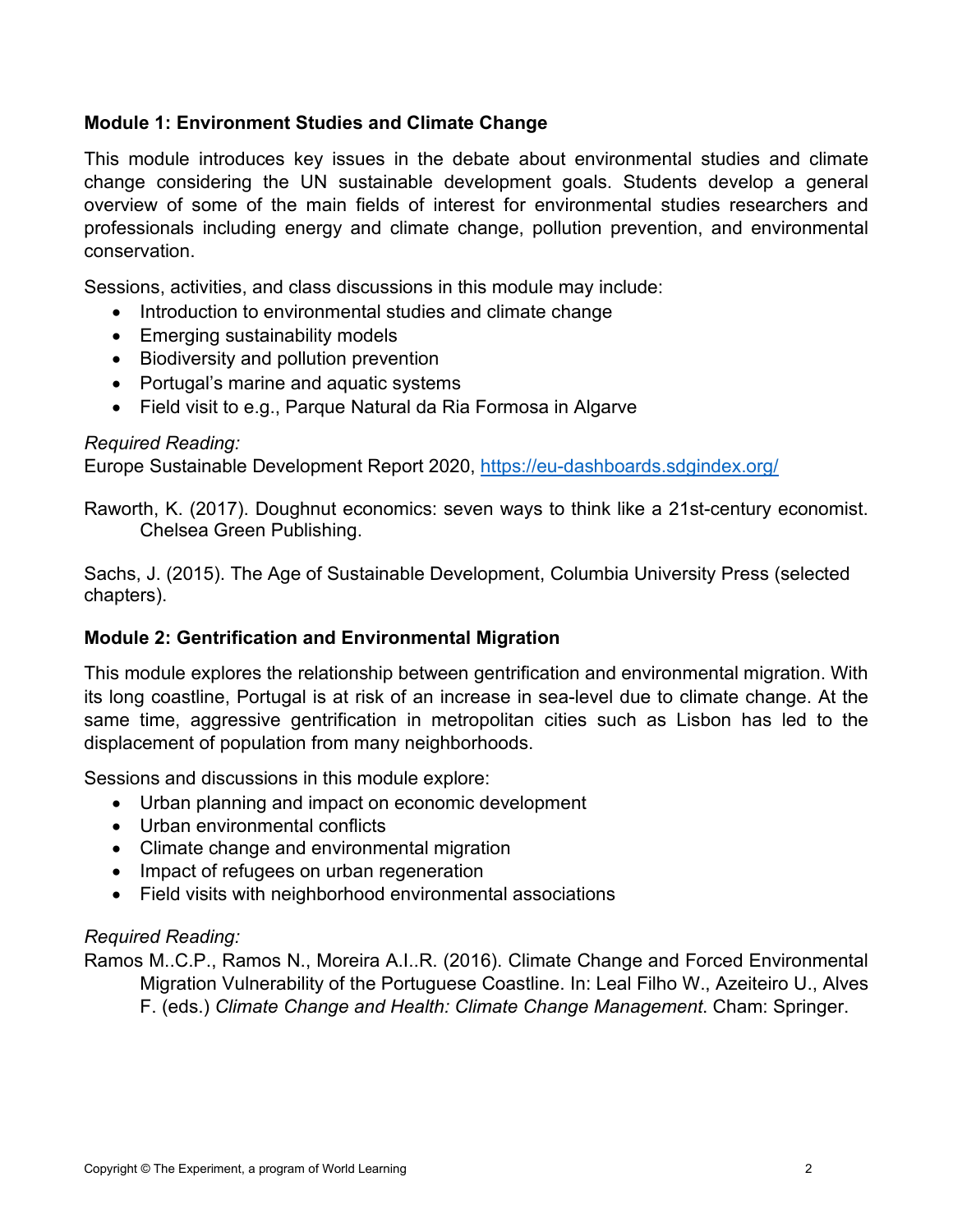**Module 1: Environment Studies and Climate Change**

This module introduces key issues in the debate about environmental studies and climate change considering the UN sustainable development goals. Students develop a general overview of some of the main fields of interest for environmental studies researchers and professionals including energy and climate change, pollution prevention, and environmental conservation.

Sessions, activities, and class discussions in this module may include:

- Introduction to environmental studies and climate change
- Emerging sustainability models
- Biodiversity and pollution prevention
- Portugal's marine and aquatic systems
- Field visit to e.g., Parque Natural da Ria Formosa in Algarve

*Required Reading:*

Europe Sustainable Development Report 2020, https://eu-dashboards.sdgindex.org/

Raworth, K. (2017). Doughnut economics: seven ways to think like a 21st-century economist. Chelsea Green Publishing.

Sachs, J. (2015). The Age of Sustainable Development, Columbia University Press (selected chapters).

**Module 2: Gentrification and Environmental Migration**

This module explores the relationship between gentrification and environmental migration. With its long coastline, Portugal is at risk of an increase in sea-level due to climate change. At the same time, aggressive gentrification in metropolitan cities such as Lisbon has led to the displacement of population from many neighborhoods.

Sessions and discussions in this module explore:

- Urban planning and impact on economic development
- Urban environmental conflicts
- Climate change and environmental migration
- Impact of refugees on urban regeneration
- Field visits with neighborhood environmental associations

*Required Reading:*

Ramos M..C.P., Ramos N., Moreira A.I..R. (2016). Climate Change and Forced Environmental Migration Vulnerability of the Portuguese Coastline. In: Leal Filho W., Azeiteiro U., Alves F. (eds.) *Climate Change and Health: Climate Change Management*. Cham: Springer.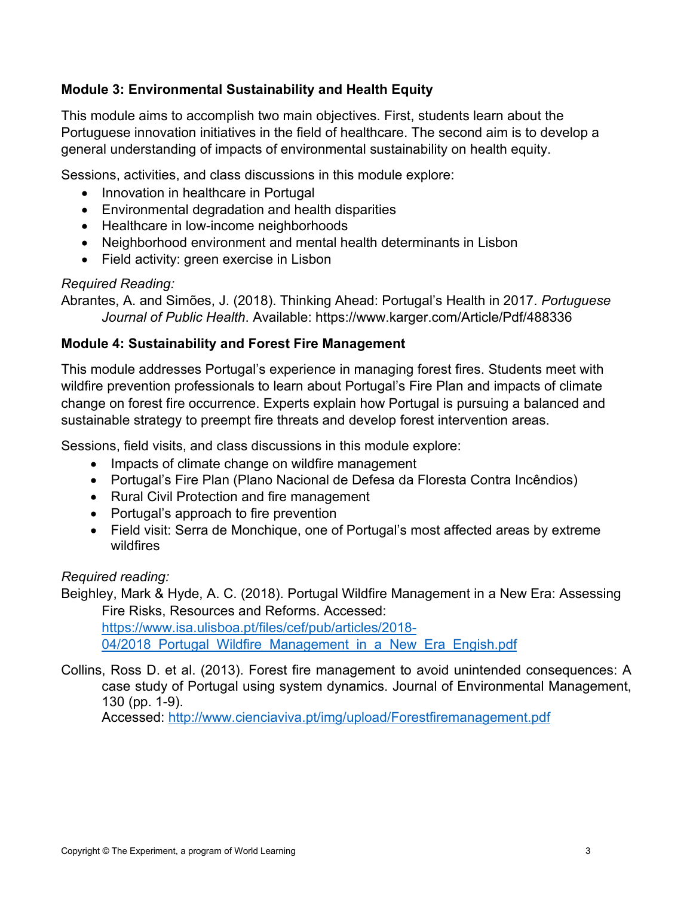**Module 3: Environmental Sustainability and Health Equity**

This module aims to accomplish two main objectives. First, students learn about the Portuguese innovation initiatives in the field of healthcare. The second aim is to develop a general understanding of impacts of environmental sustainability on health equity.

Sessions, activities, and class discussions in this module explore:

- Innovation in healthcare in Portugal
- Environmental degradation and health disparities
- Healthcare in low-income neighborhoods
- Neighborhood environment and mental health determinants in Lisbon
- Field activity: green exercise in Lisbon

*Required Reading:*

Abrantes, A. and Simões, J. (2018). Thinking Ahead: Portugal's Health in 2017. *Portuguese Journal of Public Health*. Available: https://www.karger.com/Article/Pdf/488336

**Module 4: Sustainability and Forest Fire Management**

This module addresses Portugal's experience in managing forest fires. Students meet with wildfire prevention professionals to learn about Portugal's Fire Plan and impacts of climate change on forest fire occurrence. Experts explain how Portugal is pursuing a balanced and sustainable strategy to preempt fire threats and develop forest intervention areas.

Sessions, field visits, and class discussions in this module explore:

- Impacts of climate change on wildfire management
- Portugal's Fire Plan (Plano Nacional de Defesa da Floresta Contra Incêndios)
- Rural Civil Protection and fire management
- Portugal's approach to fire prevention
- Field visit: Serra de Monchique, one of Portugal's most affected areas by extreme wildfires

*Required reading:*

Beighley, Mark & Hyde, A. C. (2018). Portugal Wildfire Management in a New Era: Assessing Fire Risks, Resources and Reforms. Accessed: https://www.isa.ulisboa.pt/files/cef/pub/articles/2018-04/2018_Portugal_Wildfire_Management_in_a_New_Era_Engish.pdf

Collins, Ross D. et al. (2013). Forest fire management to avoid unintended consequences: A case study of Portugal using system dynamics. Journal of Environmental Management, 130 (pp. 1-9).
Accessed: http://www.cienciaviva.pt/img/upload/Forestfiremanagement.pdf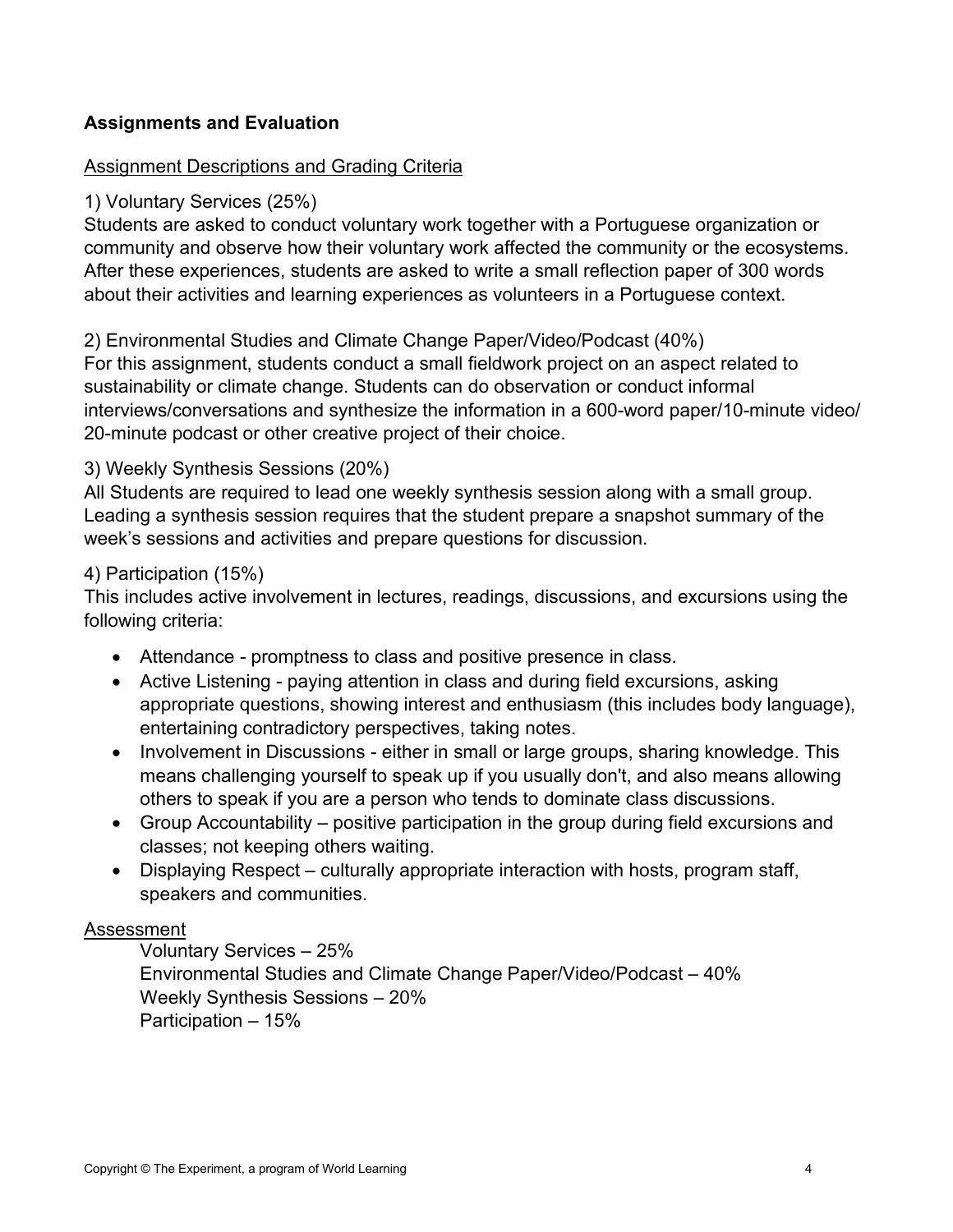## Assignments and Evaluation

Assignment Descriptions and Grading Criteria

1) Voluntary Services (25%)
Students are asked to conduct voluntary work together with a Portuguese organization or community and observe how their voluntary work affected the community or the ecosystems. After these experiences, students are asked to write a small reflection paper of 300 words about their activities and learning experiences as volunteers in a Portuguese context.

2) Environmental Studies and Climate Change Paper/Video/Podcast (40%)
For this assignment, students conduct a small fieldwork project on an aspect related to sustainability or climate change. Students can do observation or conduct informal interviews/conversations and synthesize the information in a 600-word paper/10-minute video/ 20-minute podcast or other creative project of their choice.

3) Weekly Synthesis Sessions (20%)
All Students are required to lead one weekly synthesis session along with a small group. Leading a synthesis session requires that the student prepare a snapshot summary of the week's sessions and activities and prepare questions for discussion.

4) Participation (15%)
This includes active involvement in lectures, readings, discussions, and excursions using the following criteria:

- Attendance - promptness to class and positive presence in class.
- Active Listening - paying attention in class and during field excursions, asking appropriate questions, showing interest and enthusiasm (this includes body language), entertaining contradictory perspectives, taking notes.
- Involvement in Discussions - either in small or large groups, sharing knowledge. This means challenging yourself to speak up if you usually don't, and also means allowing others to speak if you are a person who tends to dominate class discussions.
- Group Accountability – positive participation in the group during field excursions and classes; not keeping others waiting.
- Displaying Respect – culturally appropriate interaction with hosts, program staff, speakers and communities.

Assessment

Voluntary Services – 25%
Environmental Studies and Climate Change Paper/Video/Podcast – 40%
Weekly Synthesis Sessions – 20%
Participation – 15%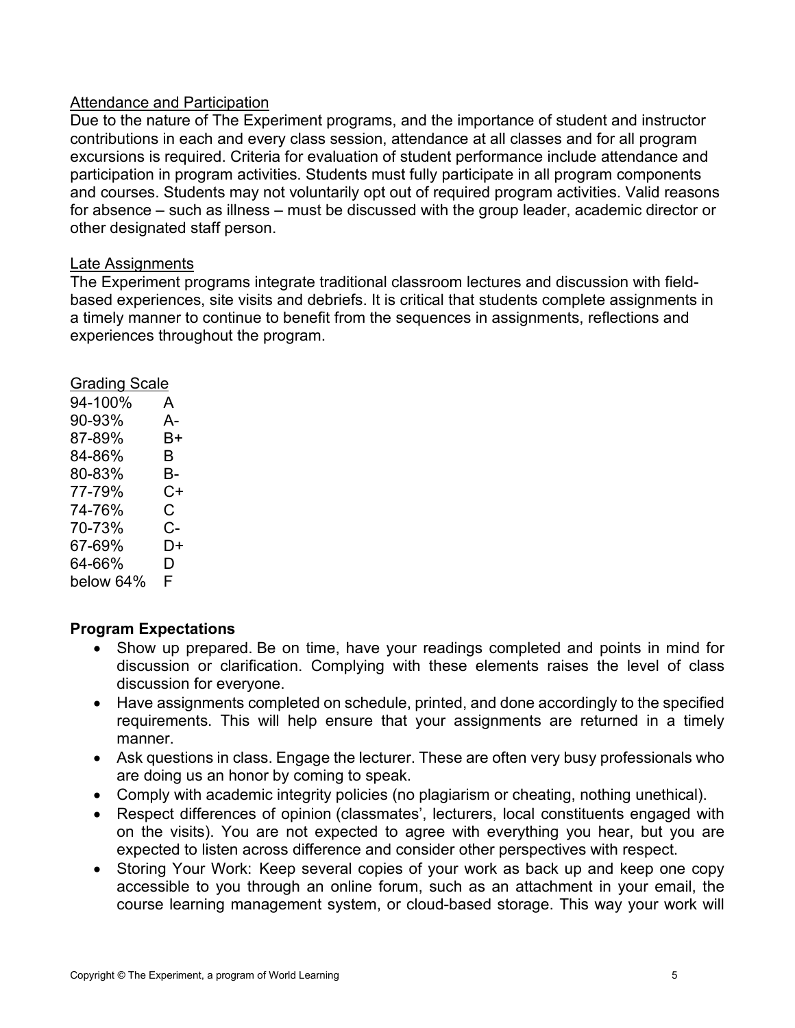Attendance and Participation

Due to the nature of The Experiment programs, and the importance of student and instructor contributions in each and every class session, attendance at all classes and for all program excursions is required. Criteria for evaluation of student performance include attendance and participation in program activities. Students must fully participate in all program components and courses. Students may not voluntarily opt out of required program activities. Valid reasons for absence – such as illness – must be discussed with the group leader, academic director or other designated staff person.

Late Assignments

The Experiment programs integrate traditional classroom lectures and discussion with field-based experiences, site visits and debriefs. It is critical that students complete assignments in a timely manner to continue to benefit from the sequences in assignments, reflections and experiences throughout the program.

Grading Scale

| | |
|---|---|
| 94-100% | A |
| 90-93% | A- |
| 87-89% | B+ |
| 84-86% | B |
| 80-83% | B- |
| 77-79% | C+ |
| 74-76% | C |
| 70-73% | C- |
| 67-69% | D+ |
| 64-66% | D |
| below 64% | F |

**Program Expectations**

- Show up prepared. Be on time, have your readings completed and points in mind for discussion or clarification. Complying with these elements raises the level of class discussion for everyone.
- Have assignments completed on schedule, printed, and done accordingly to the specified requirements. This will help ensure that your assignments are returned in a timely manner.
- Ask questions in class. Engage the lecturer. These are often very busy professionals who are doing us an honor by coming to speak.
- Comply with academic integrity policies (no plagiarism or cheating, nothing unethical).
- Respect differences of opinion (classmates', lecturers, local constituents engaged with on the visits). You are not expected to agree with everything you hear, but you are expected to listen across difference and consider other perspectives with respect.
- Storing Your Work: Keep several copies of your work as back up and keep one copy accessible to you through an online forum, such as an attachment in your email, the course learning management system, or cloud-based storage. This way your work will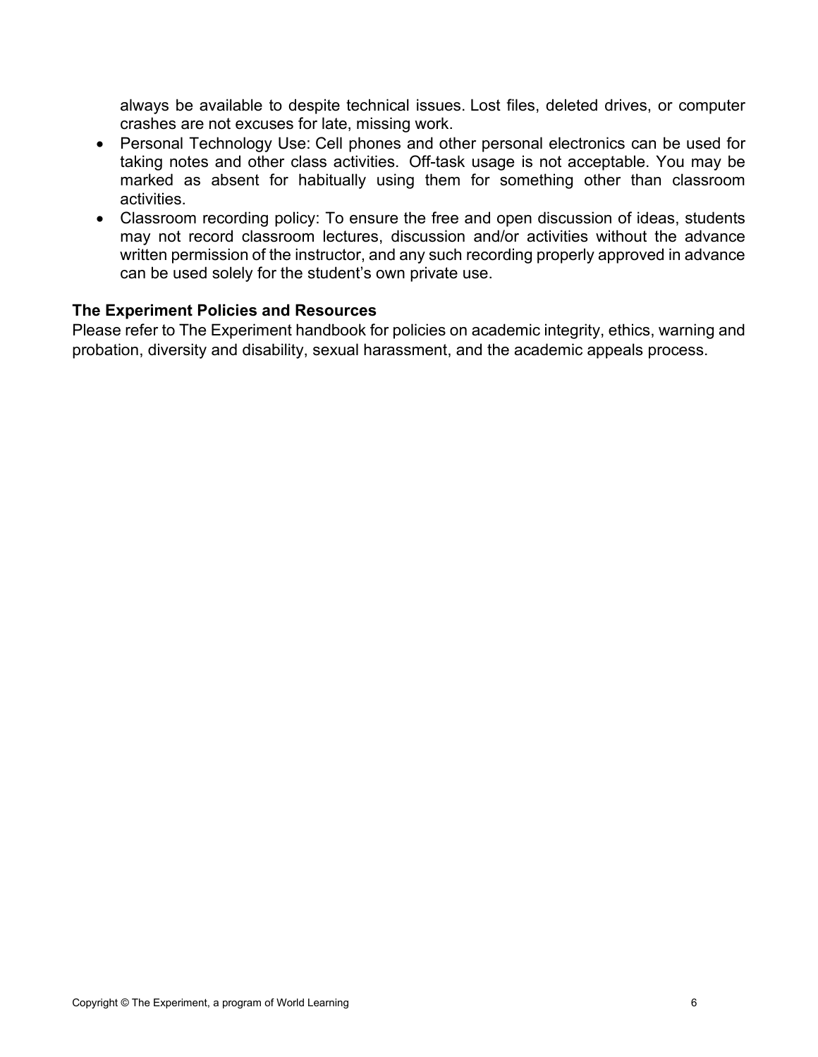always be available to despite technical issues. Lost files, deleted drives, or computer crashes are not excuses for late, missing work.

- Personal Technology Use: Cell phones and other personal electronics can be used for taking notes and other class activities. Off-task usage is not acceptable. You may be marked as absent for habitually using them for something other than classroom activities.
- Classroom recording policy: To ensure the free and open discussion of ideas, students may not record classroom lectures, discussion and/or activities without the advance written permission of the instructor, and any such recording properly approved in advance can be used solely for the student's own private use.

**The Experiment Policies and Resources**

Please refer to The Experiment handbook for policies on academic integrity, ethics, warning and probation, diversity and disability, sexual harassment, and the academic appeals process.